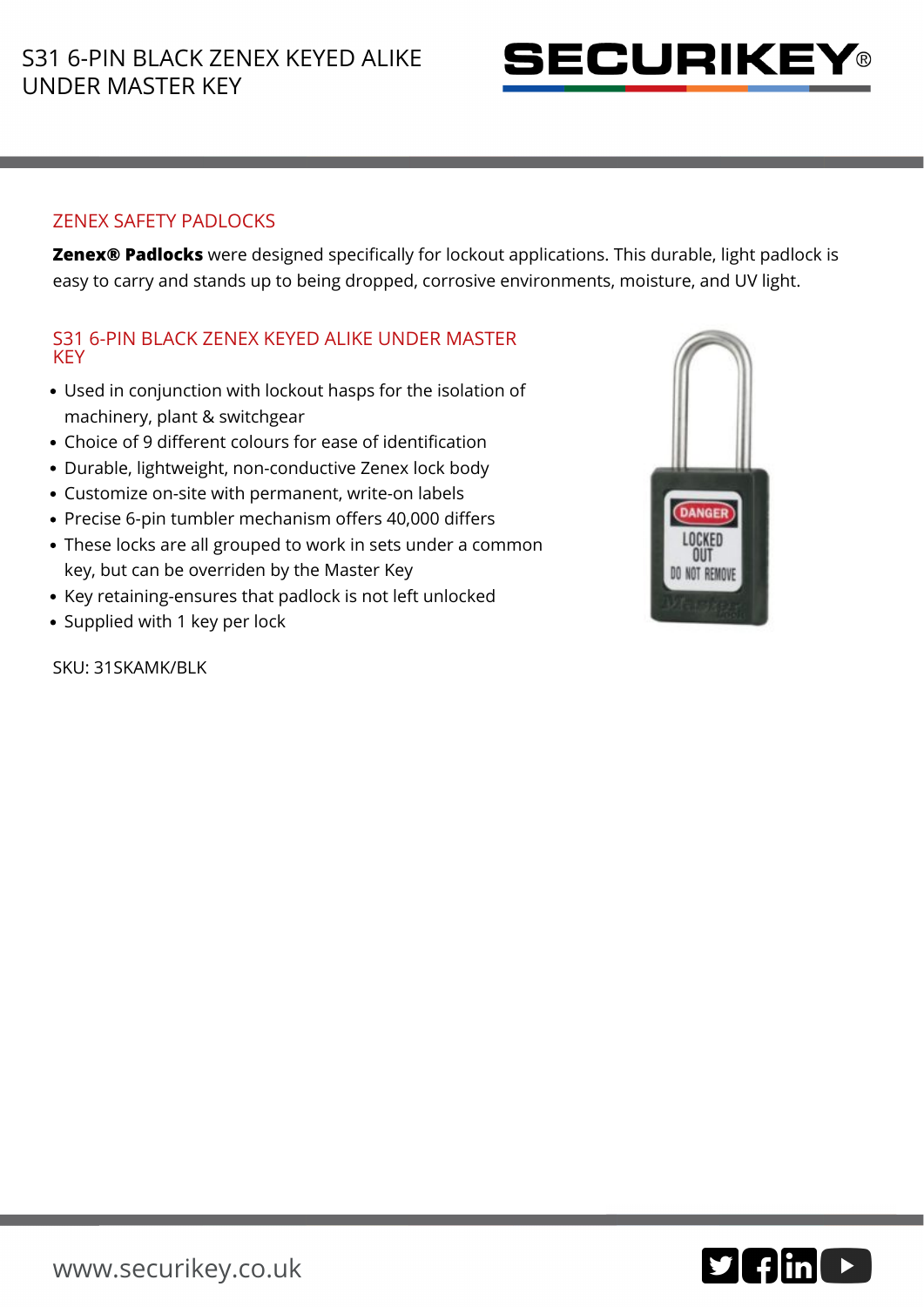# S31 6-PIN BLACK ZENEX KEYED ALIKE UNDER MASTER KEY

## ZENEX SAFETY PADLOCKS

**Zenex® Padlocks** were designed specifically for lockout applications. This durable, light padlock is easy to carry and stands up to being dropped, corrosive environments, moisture, and UV light.

## S31 6-PIN BLACK ZENEX KEYED ALIKE UNDER MASTER KEY

- Used in conjunction with lockout hasps for the isolation of machinery, plant & switchgear
- Choice of 9 different colours for ease of identification
- Durable, lightweight, non-conductive Zenex lock body
- Customize on-site with permanent, write-on labels
- Precise 6-pin tumbler mechanism offers 40,000 differs
- These locks are all grouped to work in sets under a common key, but can be overriden by the Master Key
- Key retaining-ensures that padlock is not left unlocked
- Supplied with 1 key per lock

SKU: 31SKAMK/BLK

www.securikey.co.uk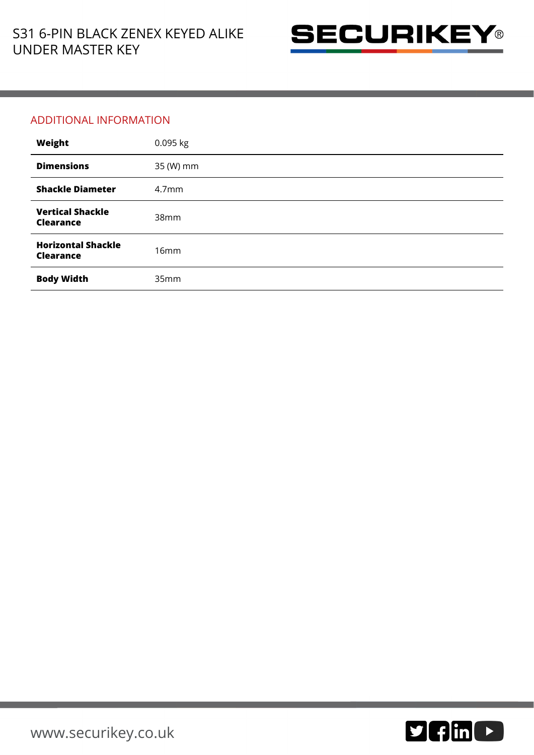## ADDITIONAL INFORMATION

| | |
|---|---|
| **Weight** | 0.095 kg |
| **Dimensions** | 35 (W) mm |
| **Shackle Diameter** | 4.7mm |
| **Vertical Shackle Clearance** | 38mm |
| **Horizontal Shackle Clearance** | 16mm |
| **Body Width** | 35mm |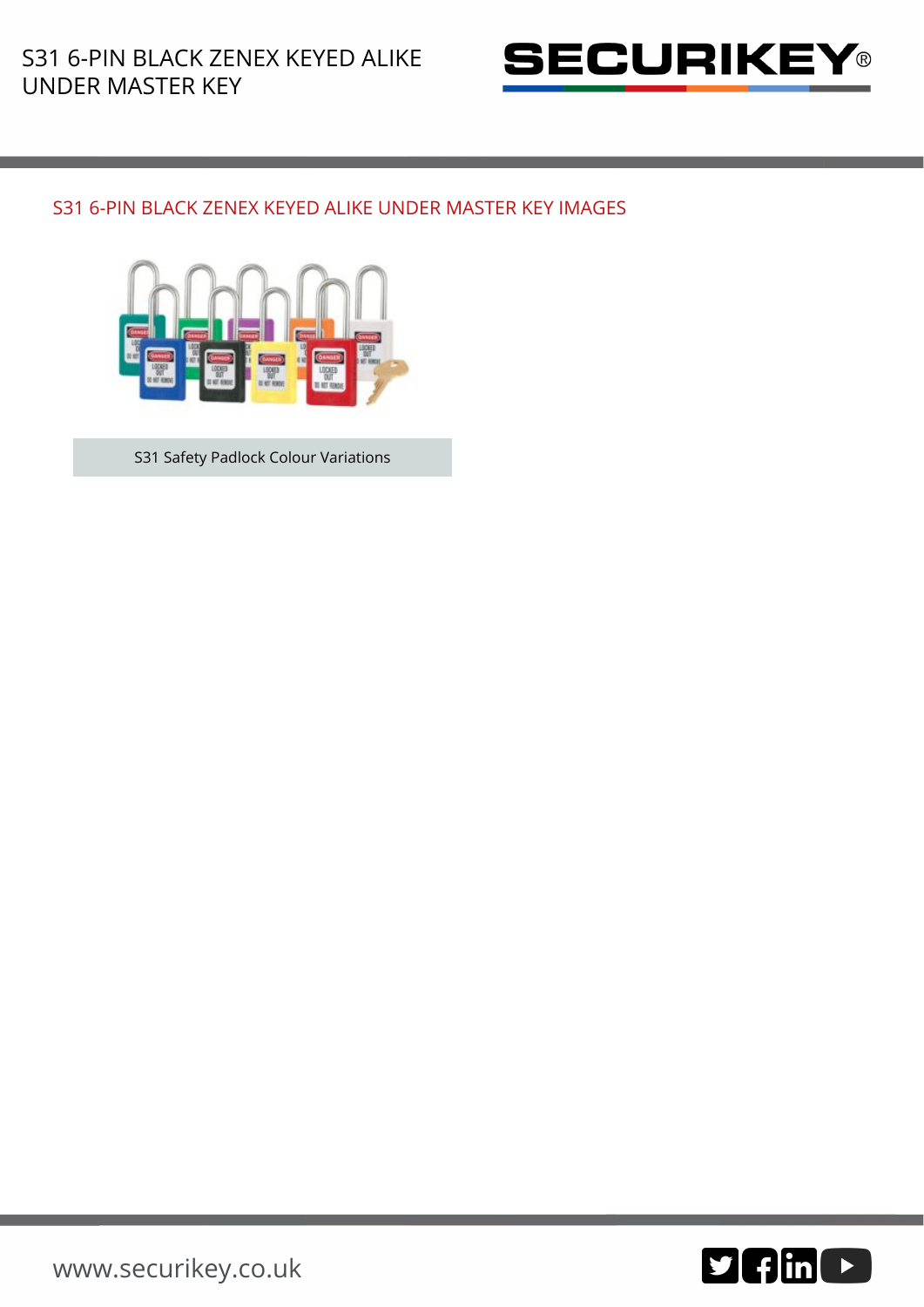## S31 6-PIN BLACK ZENEX KEYED ALIKE UNDER MASTER KEY IMAGES

S31 Safety Padlock Colour Variations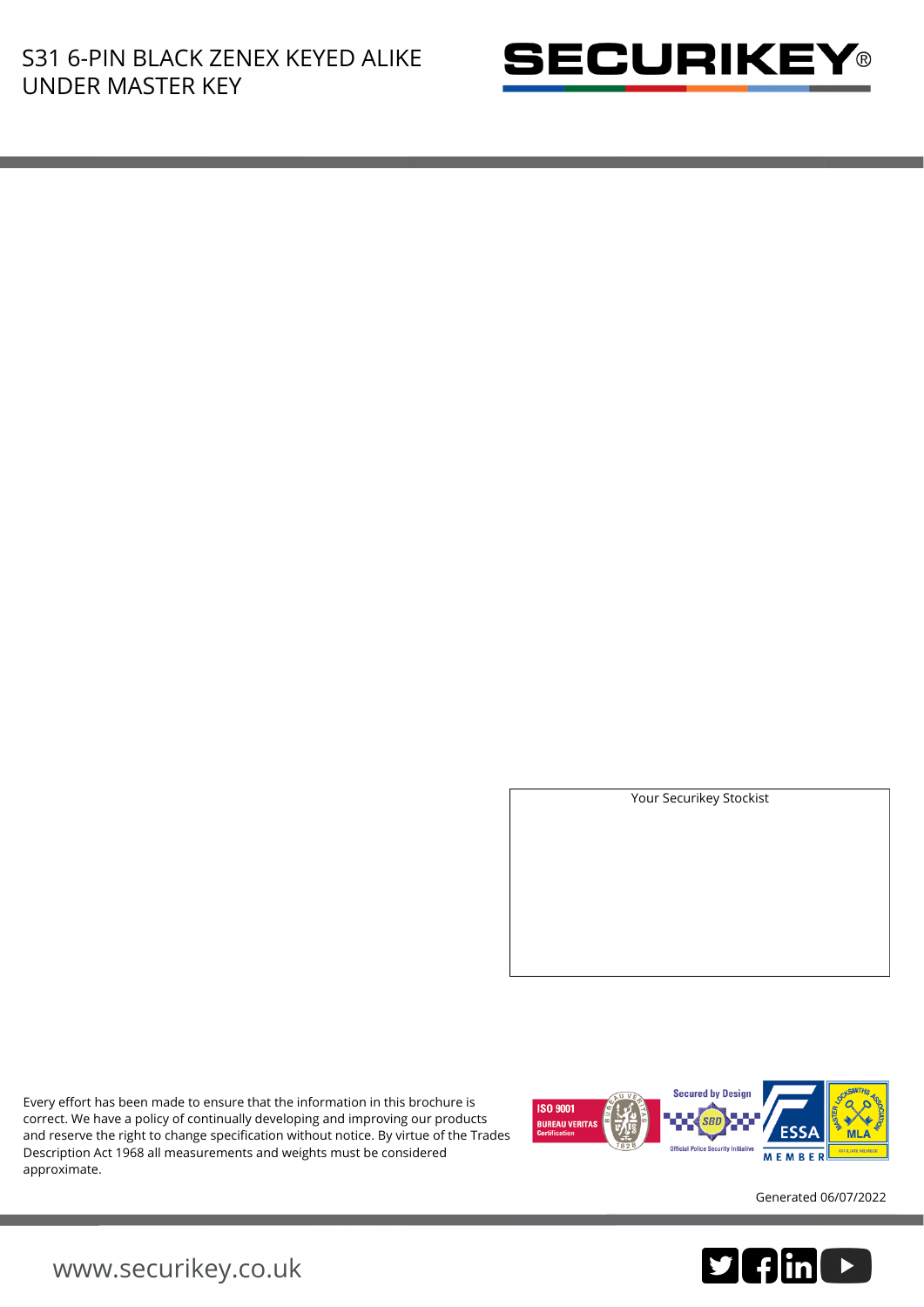# S31 6-PIN BLACK ZENEX KEYED ALIKE UNDER MASTER KEY

SECURIKEY®

Your Securikey Stockist

Every effort has been made to ensure that the information in this brochure is correct. We have a policy of continually developing and improving our products and reserve the right to change specification without notice. By virtue of the Trades Description Act 1968 all measurements and weights must be considered approximate.

ISO 9001 BUREAU VERITAS Certification

Secured by Design

Official Police Security Initiative

ESSA MEMBER

MLA AFFILIATE MEMBER

Generated 06/07/2022

www.securikey.co.uk